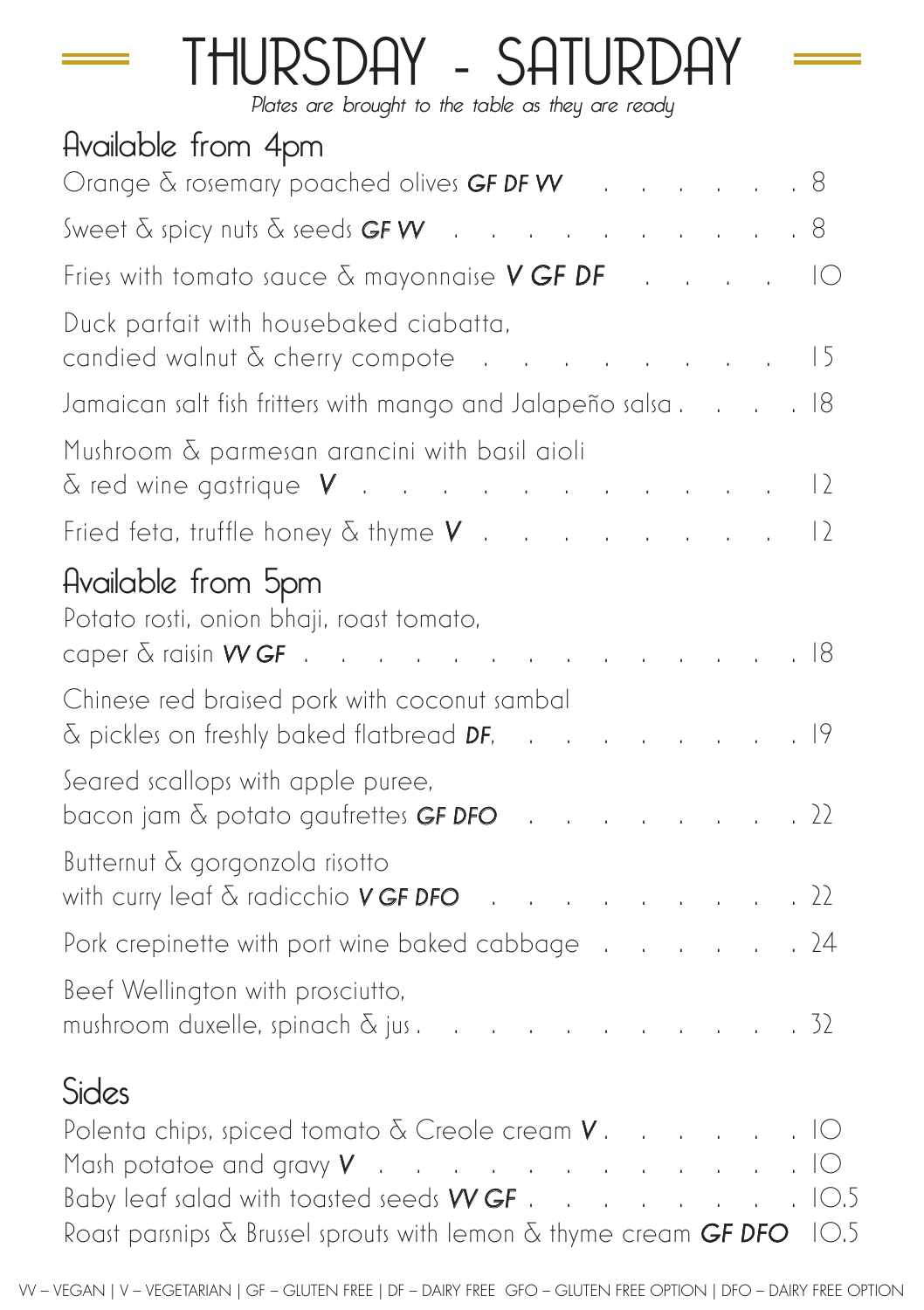# THURSDAY - SATURDAY

*Plates are brought to the table as they are ready*

## Available from 4pm

Orange & rosemary poached olives ***GF DF VV*** . . . . . . . 8

Sweet & spicy nuts & seeds ***GF VV*** . . . . . . . . . . . . 8

Fries with tomato sauce & mayonnaise ***V GF DF*** . . . . . 10

Duck parfait with housebaked ciabatta, candied walnut & cherry compote . . . . . . . . . . 15

Jamaican salt fish fritters with mango and Jalapeño salsa . . . . . 18

Mushroom & parmesan arancini with basil aioli & red wine gastrique ***V*** . . . . . . . . . . . . . 12

Fried feta, truffle honey & thyme ***V*** . . . . . . . . . . 12

## Available from 5pm

Potato rosti, onion bhaji, roast tomato, caper & raisin ***VV GF*** . . . . . . . . . . . . . . . . 18

Chinese red braised pork with coconut sambal & pickles on freshly baked flatbread ***DF***, . . . . . . . . . . 19

Seared scallops with apple puree, bacon jam & potato gaufrettes ***GF DFO*** . . . . . . . . . . 22

Butternut & gorgonzola risotto with curry leaf & radicchio ***V GF DFO*** . . . . . . . . . . . 22

Pork crepinette with port wine baked cabbage . . . . . . . 24

Beef Wellington with prosciutto, mushroom duxelle, spinach & jus . . . . . . . . . . . . . . 32

## Sides

Polenta chips, spiced tomato & Creole cream ***V*** . . . . . . . . 10

Mash potatoe and gravy ***V*** . . . . . . . . . . . . . . . 10

Baby leaf salad with toasted seeds ***VV GF*** . . . . . . . . . . 10.5

Roast parsnips & Brussel sprouts with lemon & thyme cream ***GF DFO*** 10.5

VV – VEGAN | V – VEGETARIAN | GF – GLUTEN FREE | DF – DAIRY FREE GFO – GLUTEN FREE OPTION | DFO – DAIRY FREE OPTION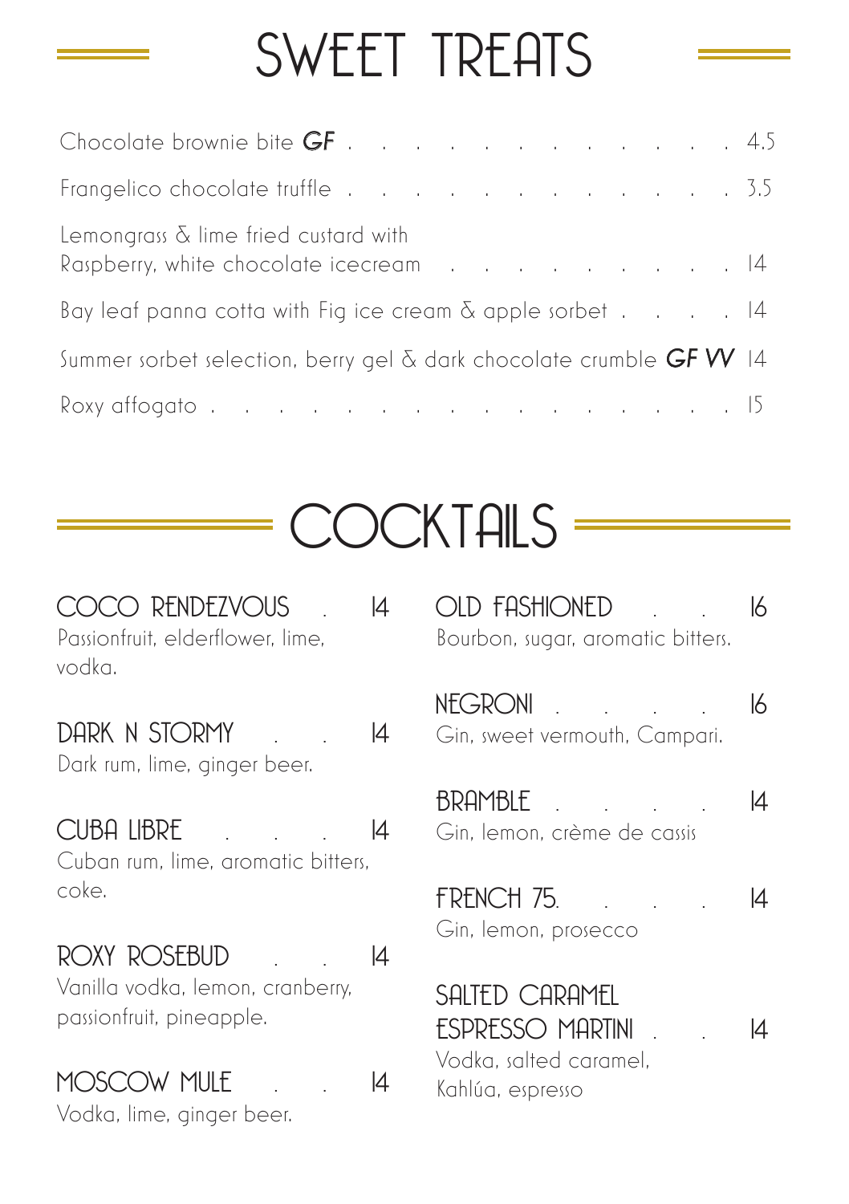# SWEET TREATS

Chocolate brownie bite **GF** . . . . . . . . . . . . . . 4.5

Frangelico chocolate truffle . . . . . . . . . . . . . . 3.5

Lemongrass & lime fried custard with
Raspberry, white chocolate icecream . . . . . . . . . . 14

Bay leaf panna cotta with Fig ice cream & apple sorbet . . . . 14

Summer sorbet selection, berry gel & dark chocolate crumble **GF VV** 14

Roxy affogato . . . . . . . . . . . . . . . . . . 15

# COCKTAILS

## COCO RENDEZVOUS . 14
Passionfruit, elderflower, lime, vodka.

## DARK N STORMY . . 14
Dark rum, lime, ginger beer.

## CUBA LIBRE . . . . 14
Cuban rum, lime, aromatic bitters, coke.

## ROXY ROSEBUD . . 14
Vanilla vodka, lemon, cranberry, passionfruit, pineapple.

## MOSCOW MULE . . 14
Vodka, lime, ginger beer.

## OLD FASHIONED . . 16
Bourbon, sugar, aromatic bitters.

## NEGRONI . . . . . 16
Gin, sweet vermouth, Campari.

## BRAMBLE . . . . . 14
Gin, lemon, crème de cassis

## FRENCH 75. . . . 14
Gin, lemon, prosecco

## SALTED CARAMEL ESPRESSO MARTINI . . 14
Vodka, salted caramel, Kahlúa, espresso